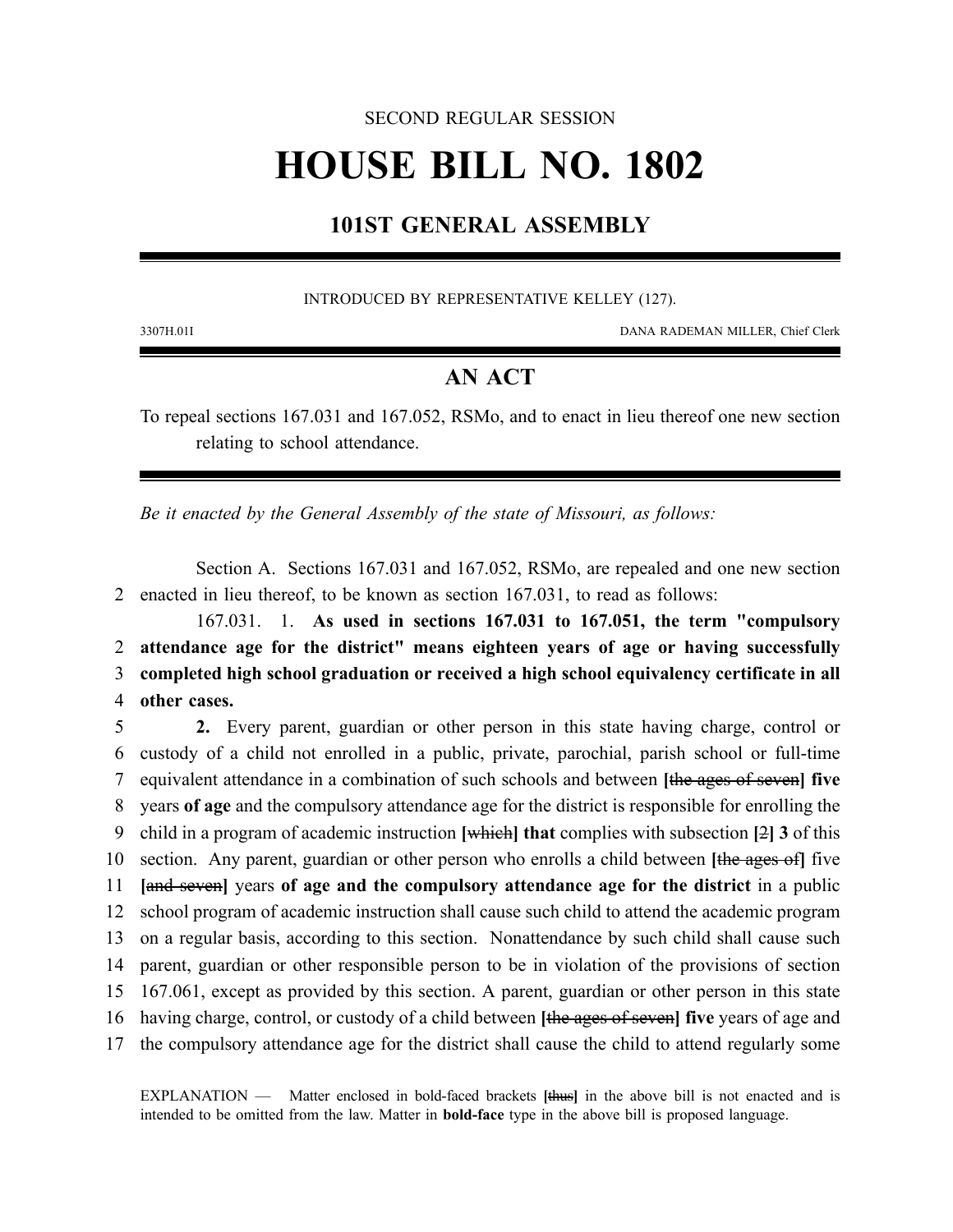SECOND REGULAR SESSION

# HOUSE BILL NO. 1802

## 101ST GENERAL ASSEMBLY

INTRODUCED BY REPRESENTATIVE KELLEY (127).

3307H.01I DANA RADEMAN MILLER, Chief Clerk

## AN ACT

To repeal sections 167.031 and 167.052, RSMo, and to enact in lieu thereof one new section relating to school attendance.

*Be it enacted by the General Assembly of the state of Missouri, as follows:*

Section A. Sections 167.031 and 167.052, RSMo, are repealed and one new section
2 enacted in lieu thereof, to be known as section 167.031, to read as follows:

167.031. 1. **As used in sections 167.031 to 167.051, the term "compulsory**
2 **attendance age for the district" means eighteen years of age or having successfully**
3 **completed high school graduation or received a high school equivalency certificate in all**
4 **other cases.**
5 **2.** Every parent, guardian or other person in this state having charge, control or
6 custody of a child not enrolled in a public, private, parochial, parish school or full-time
7 equivalent attendance in a combination of such schools and between **[**~~the ages of seven~~**]** **five**
8 years **of age** and the compulsory attendance age for the district is responsible for enrolling the
9 child in a program of academic instruction **[**~~which~~**]** **that** complies with subsection **[**~~2~~**]** **3** of this
10 section. Any parent, guardian or other person who enrolls a child between **[**~~the ages of~~**]** five
11 **[**~~and seven~~**]** years **of age and the compulsory attendance age for the district** in a public
12 school program of academic instruction shall cause such child to attend the academic program
13 on a regular basis, according to this section. Nonattendance by such child shall cause such
14 parent, guardian or other responsible person to be in violation of the provisions of section
15 167.061, except as provided by this section. A parent, guardian or other person in this state
16 having charge, control, or custody of a child between **[**~~the ages of seven~~**]** **five** years of age and
17 the compulsory attendance age for the district shall cause the child to attend regularly some

EXPLANATION — Matter enclosed in bold-faced brackets **[**~~thus~~**]** in the above bill is not enacted and is intended to be omitted from the law. Matter in **bold-face** type in the above bill is proposed language.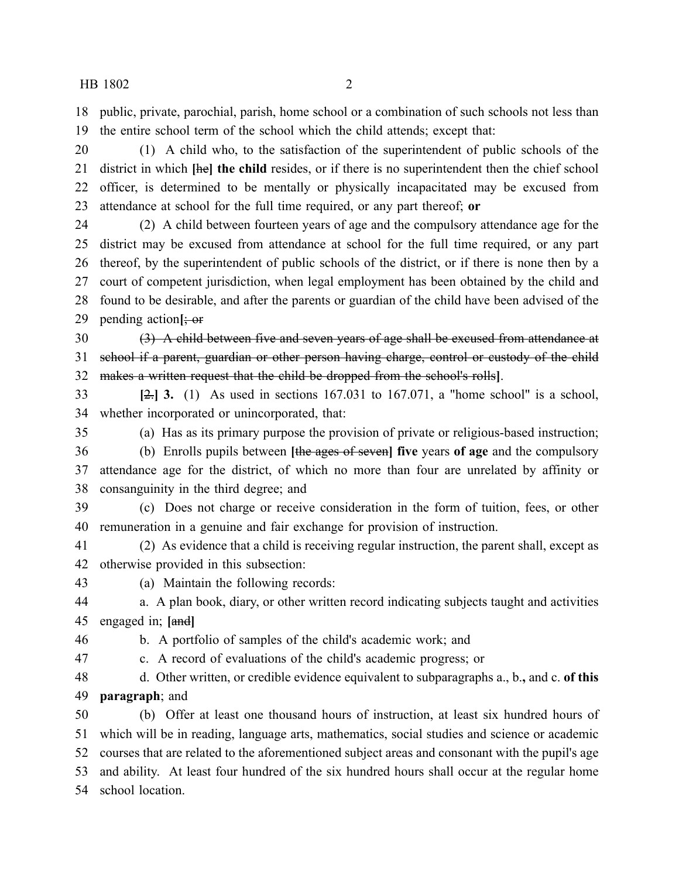public, private, parochial, parish, home school or a combination of such schools not less than the entire school term of the school which the child attends; except that:

(1) A child who, to the satisfaction of the superintendent of public schools of the district in which [~~he~~] **the child** resides, or if there is no superintendent then the chief school officer, is determined to be mentally or physically incapacitated may be excused from attendance at school for the full time required, or any part thereof; **or**

(2) A child between fourteen years of age and the compulsory attendance age for the district may be excused from attendance at school for the full time required, or any part thereof, by the superintendent of public schools of the district, or if there is none then by a court of competent jurisdiction, when legal employment has been obtained by the child and found to be desirable, and after the parents or guardian of the child have been advised of the pending action[~~; or~~

~~(3) A child between five and seven years of age shall be excused from attendance at school if a parent, guardian or other person having charge, control or custody of the child makes a written request that the child be dropped from the school's rolls~~].

[~~2.~~] **3.** (1) As used in sections 167.031 to 167.071, a "home school" is a school, whether incorporated or unincorporated, that:

(a) Has as its primary purpose the provision of private or religious-based instruction;

(b) Enrolls pupils between [~~the ages of seven~~] **five** years **of age** and the compulsory attendance age for the district, of which no more than four are unrelated by affinity or consanguinity in the third degree; and

(c) Does not charge or receive consideration in the form of tuition, fees, or other remuneration in a genuine and fair exchange for provision of instruction.

(2) As evidence that a child is receiving regular instruction, the parent shall, except as otherwise provided in this subsection:

(a) Maintain the following records:

a. A plan book, diary, or other written record indicating subjects taught and activities engaged in; [~~and~~]

b. A portfolio of samples of the child's academic work; and

c. A record of evaluations of the child's academic progress; or

d. Other written, or credible evidence equivalent to subparagraphs a., b.**,** and c. **of this paragraph**; and

(b) Offer at least one thousand hours of instruction, at least six hundred hours of which will be in reading, language arts, mathematics, social studies and science or academic courses that are related to the aforementioned subject areas and consonant with the pupil's age and ability. At least four hundred of the six hundred hours shall occur at the regular home school location.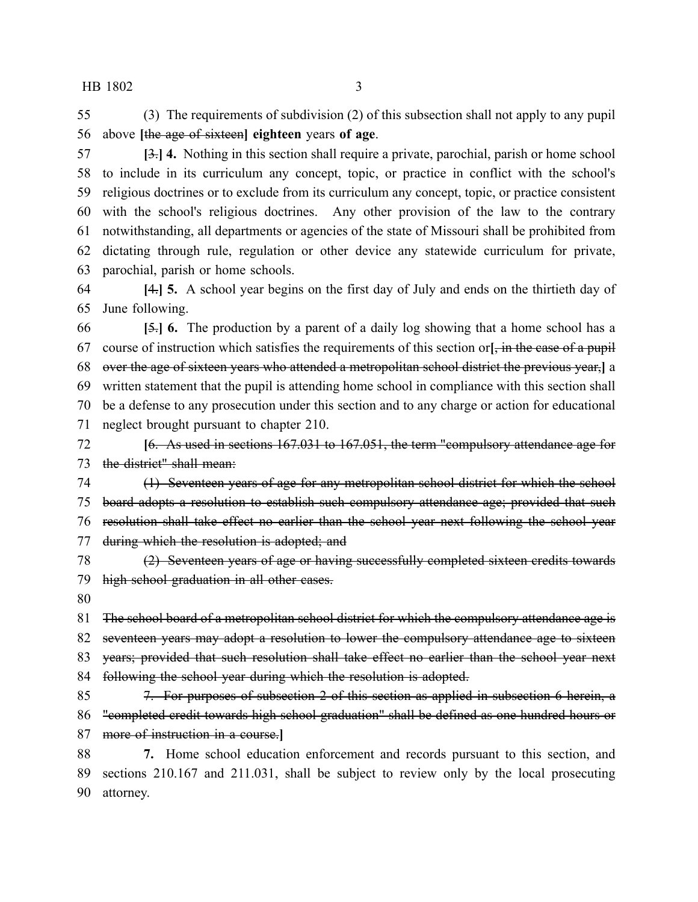(3) The requirements of subdivision (2) of this subsection shall not apply to any pupil above **[**~~the age of sixteen~~**] eighteen** years **of age**.

**[**~~3.~~**] 4.** Nothing in this section shall require a private, parochial, parish or home school to include in its curriculum any concept, topic, or practice in conflict with the school's religious doctrines or to exclude from its curriculum any concept, topic, or practice consistent with the school's religious doctrines. Any other provision of the law to the contrary notwithstanding, all departments or agencies of the state of Missouri shall be prohibited from dictating through rule, regulation or other device any statewide curriculum for private, parochial, parish or home schools.

**[**~~4.~~**] 5.** A school year begins on the first day of July and ends on the thirtieth day of June following.

**[**~~5.~~**] 6.** The production by a parent of a daily log showing that a home school has a course of instruction which satisfies the requirements of this section or**[**~~, in the case of a pupil over the age of sixteen years who attended a metropolitan school district the previous year,~~**]** a written statement that the pupil is attending home school in compliance with this section shall be a defense to any prosecution under this section and to any charge or action for educational neglect brought pursuant to chapter 210.

**[**~~6. As used in sections 167.031 to 167.051, the term "compulsory attendance age for the district" shall mean:~~

~~(1) Seventeen years of age for any metropolitan school district for which the school board adopts a resolution to establish such compulsory attendance age; provided that such resolution shall take effect no earlier than the school year next following the school year during which the resolution is adopted; and~~

~~(2) Seventeen years of age or having successfully completed sixteen credits towards high school graduation in all other cases.~~

~~The school board of a metropolitan school district for which the compulsory attendance age is seventeen years may adopt a resolution to lower the compulsory attendance age to sixteen years; provided that such resolution shall take effect no earlier than the school year next following the school year during which the resolution is adopted.~~

~~7. For purposes of subsection 2 of this section as applied in subsection 6 herein, a "completed credit towards high school graduation" shall be defined as one hundred hours or more of instruction in a course.~~**]**

**7.** Home school education enforcement and records pursuant to this section, and sections 210.167 and 211.031, shall be subject to review only by the local prosecuting attorney.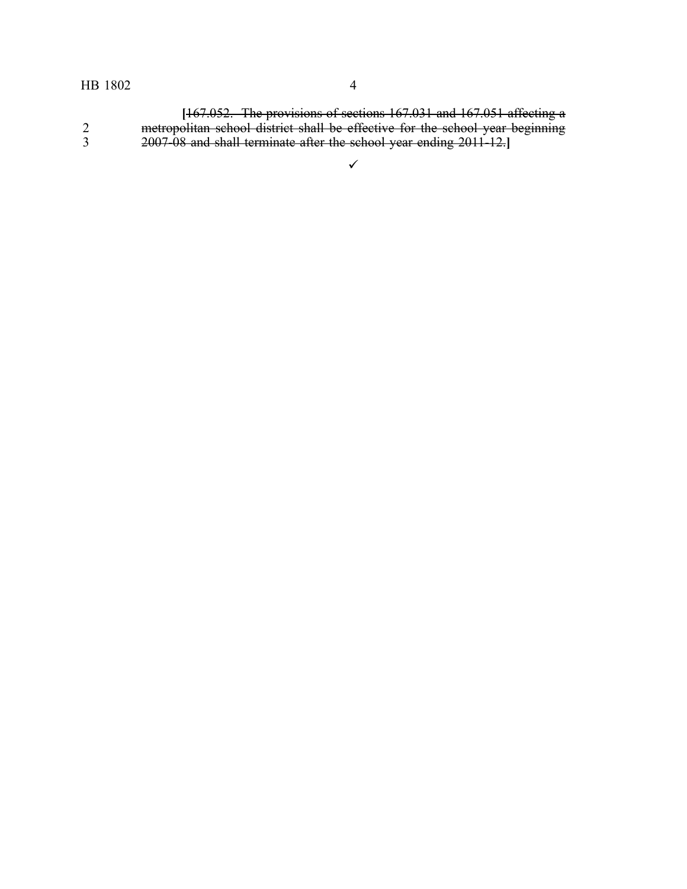[~~167.052. The provisions of sections 167.031 and 167.051 affecting a metropolitan school district shall be effective for the school year beginning 2007-08 and shall terminate after the school year ending 2011-12.~~]

✓